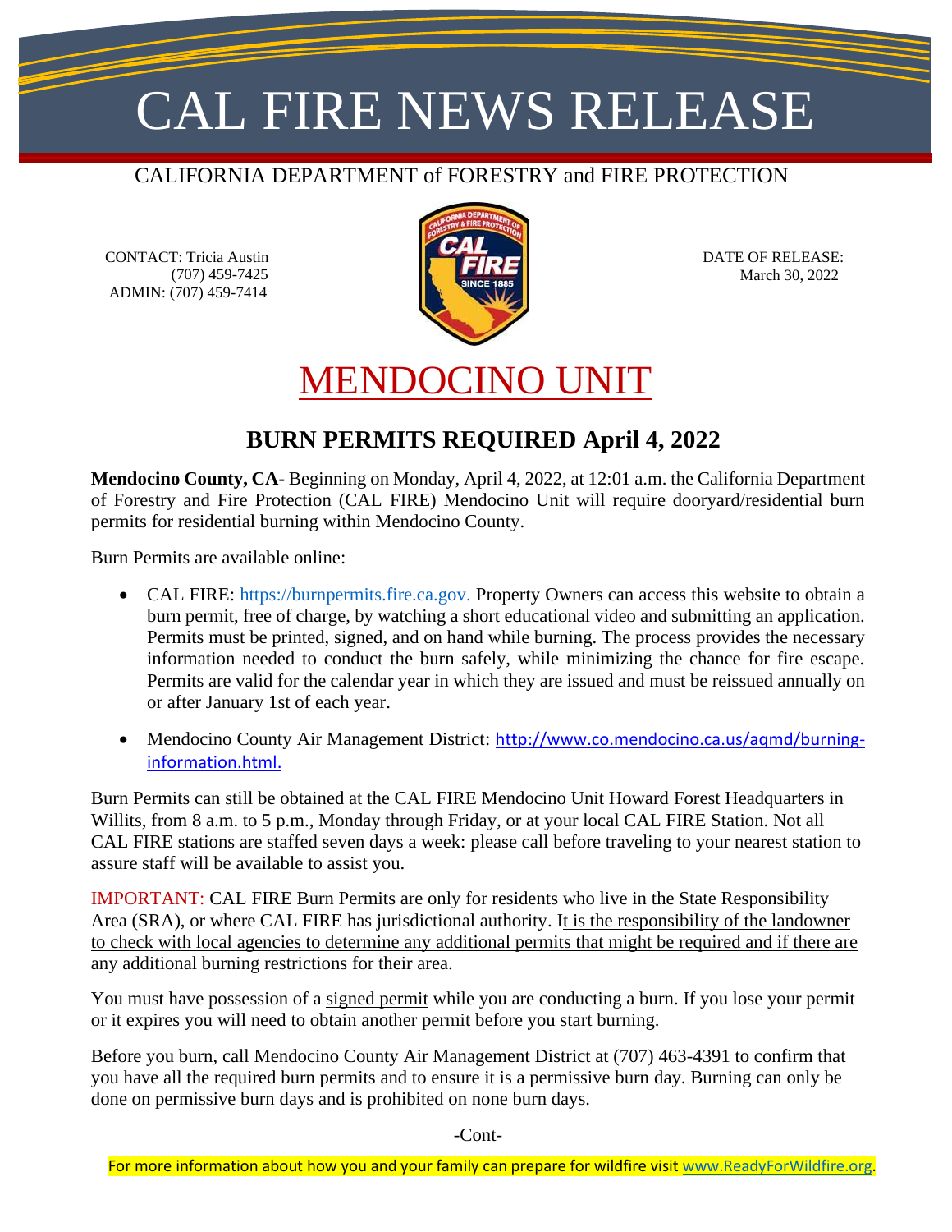# CAL FIRE NEWS RELEASE

CALIFORNIA DEPARTMENT of FORESTRY and FIRE PROTECTION

CONTACT: Tricia Austin
(707) 459-7425
ADMIN: (707) 459-7414

DATE OF RELEASE:
March 30, 2022

## MENDOCINO UNIT

### BURN PERMITS REQUIRED April 4, 2022

**Mendocino County, CA-** Beginning on Monday, April 4, 2022, at 12:01 a.m. the California Department of Forestry and Fire Protection (CAL FIRE) Mendocino Unit will require dooryard/residential burn permits for residential burning within Mendocino County.

Burn Permits are available online:

- CAL FIRE: https://burnpermits.fire.ca.gov. Property Owners can access this website to obtain a burn permit, free of charge, by watching a short educational video and submitting an application. Permits must be printed, signed, and on hand while burning. The process provides the necessary information needed to conduct the burn safely, while minimizing the chance for fire escape. Permits are valid for the calendar year in which they are issued and must be reissued annually on or after January 1st of each year.
- Mendocino County Air Management District: http://www.co.mendocino.ca.us/aqmd/burning-information.html.

Burn Permits can still be obtained at the CAL FIRE Mendocino Unit Howard Forest Headquarters in Willits, from 8 a.m. to 5 p.m., Monday through Friday, or at your local CAL FIRE Station. Not all CAL FIRE stations are staffed seven days a week: please call before traveling to your nearest station to assure staff will be available to assist you.

IMPORTANT: CAL FIRE Burn Permits are only for residents who live in the State Responsibility Area (SRA), or where CAL FIRE has jurisdictional authority. It is the responsibility of the landowner to check with local agencies to determine any additional permits that might be required and if there are any additional burning restrictions for their area.

You must have possession of a signed permit while you are conducting a burn. If you lose your permit or it expires you will need to obtain another permit before you start burning.

Before you burn, call Mendocino County Air Management District at (707) 463-4391 to confirm that you have all the required burn permits and to ensure it is a permissive burn day. Burning can only be done on permissive burn days and is prohibited on none burn days.

-Cont-

For more information about how you and your family can prepare for wildfire visit www.ReadyForWildfire.org.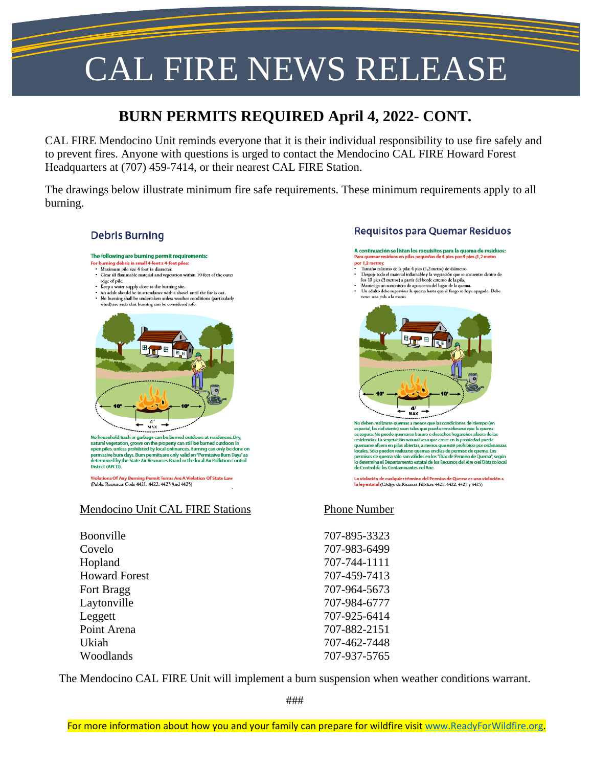# CAL FIRE NEWS RELEASE

## BURN PERMITS REQUIRED April 4, 2022- CONT.

CAL FIRE Mendocino Unit reminds everyone that it is their individual responsibility to use fire safely and to prevent fires. Anyone with questions is urged to contact the Mendocino CAL FIRE Howard Forest Headquarters at (707) 459-7414, or their nearest CAL FIRE Station.

The drawings below illustrate minimum fire safe requirements. These minimum requirements apply to all burning.

### Debris Burning

**The following are burning permit requirements:**

**For burning debris in small 4-feet x 4-feet piles:**

- Maximum pile size 4 foot in diameter.
- Clear all flammable material and vegetation within 10-feet of the outer edge of pile.
- Keep a water supply close to the burning site.
- An adult should be in attendance with a shovel until the fire is out.
- No burning shall be undertaken unless weather conditions (particularly wind) are such that burning can be considered safe.

10' 10' 4' MAX

No household trash or garbage can be burned outdoors at residences. Dry, natural vegetation, grown on the property can still be burned outdoors in open piles, unless prohibited by local ordinances. Burning can only be done on permissive burn days. Burn permits are only valid on "Permissive Burn Days" as determined by the State Air Resources Board or the local Air Pollution Control District (APCD).

**Violations Of Any Burning Permit Terms Are A Violation Of State Law** (Public Resources Code 4421, 4422, 4423 And 4425)

### Requisitos para Quemar Residuos

**A continuación se listan los requisitos para la quema de residuos:**

**Para quemar residuos en pilas pequeñas de 4 pies por 4 pies (1,2 metro por 1,2 metro):**

- Tamaño máximo de la pila: 4 pies (1,2 metro) de diámetro.
- Despeje todo el material inflamable y la vegetación que se encuentre dentro de los 10 pies (3 metros) a partir del borde externo de la pila.
- Mantenga un suministro de agua cerca del lugar de la quema.
- Un adulto debe supervisar la quema hasta que el fuego se haya apagado. Debe tener una pala a la mano.

10' 10' 4' MAX

No deben realizarse quemas a menos que las condiciones del tiempo (en especial, las del viento) sean tales que pueda considerarse que la quema es segura. No puede quemarse basura o desechos hogareños afuera de las residencias. La vegetación natural seca que crece en la propiedad puede quemarse afuera en pilas abiertas, a menos que esté prohibido por ordenanzas locales. Sólo pueden realizarse quemas en días de permiso de quema. Los permisos de quema sólo son válidos en los "Días de Permiso de Quema", según lo determina el Departamento estatal de los Recursos del Aire o el Distrito local de Control de los Contaminantes del Aire.

**La violación de cualquier término del Permiso de Quema es una violación a la ley estatal** (Código de Recursos Públicos 4421, 4422, 4423 y 4425)

| Mendocino Unit CAL FIRE Stations | Phone Number |
|---|---|
| Boonville | 707-895-3323 |
| Covelo | 707-983-6499 |
| Hopland | 707-744-1111 |
| Howard Forest | 707-459-7413 |
| Fort Bragg | 707-964-5673 |
| Laytonville | 707-984-6777 |
| Leggett | 707-925-6414 |
| Point Arena | 707-882-2151 |
| Ukiah | 707-462-7448 |
| Woodlands | 707-937-5765 |

The Mendocino CAL FIRE Unit will implement a burn suspension when weather conditions warrant.

###

For more information about how you and your family can prepare for wildfire visit www.ReadyForWildfire.org.